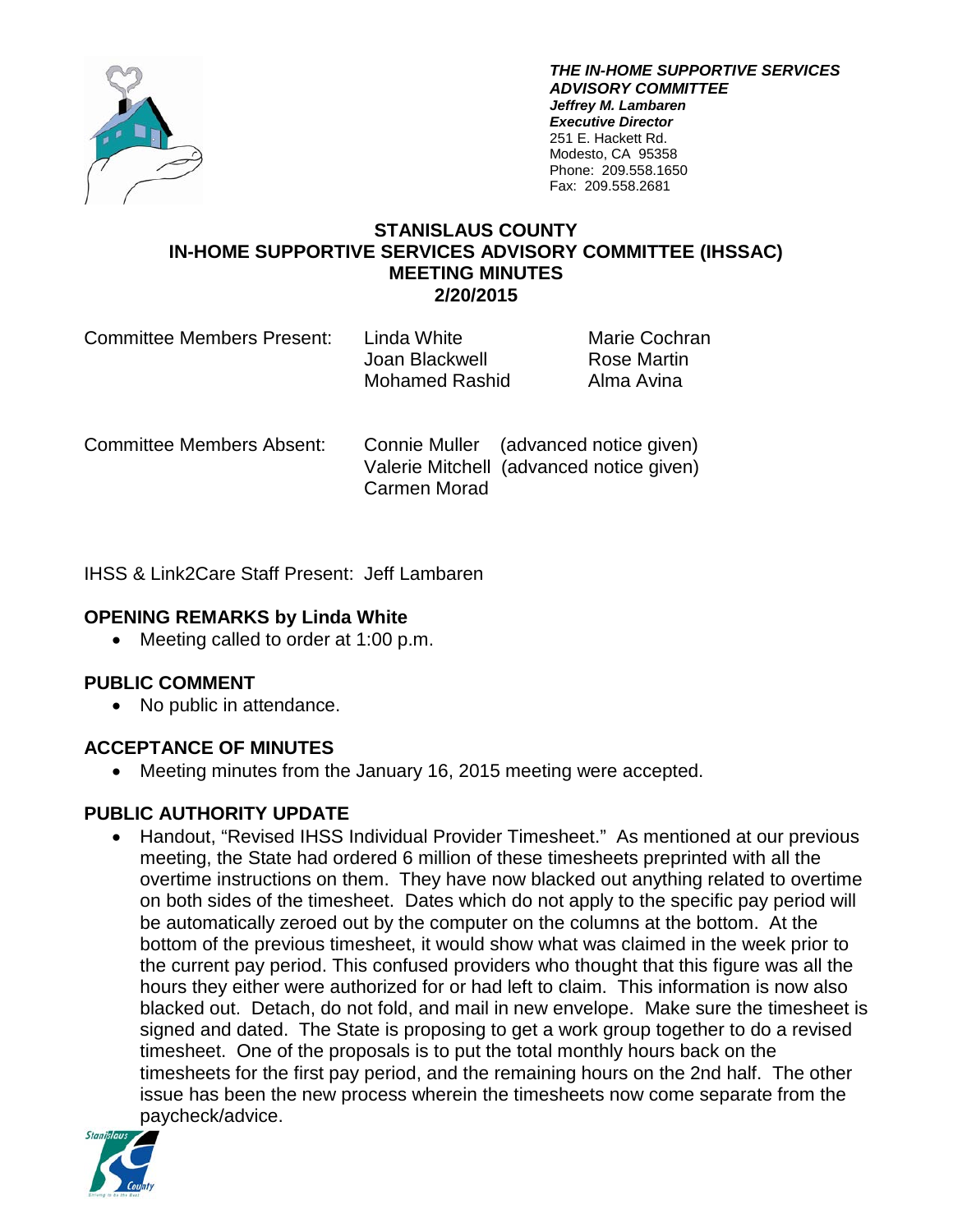***THE IN-HOME SUPPORTIVE SERVICES ADVISORY COMMITTEE***
***Jeffrey M. Lambaren***
***Executive Director***
251 E. Hackett Rd.
Modesto, CA 95358
Phone: 209.558.1650
Fax: 209.558.2681

# STANISLAUS COUNTY
# IN-HOME SUPPORTIVE SERVICES ADVISORY COMMITTEE (IHSSAC)
# MEETING MINUTES
# 2/20/2015

Committee Members Present: Linda White, Joan Blackwell, Mohamed Rashid, Marie Cochran, Rose Martin, Alma Avina

Committee Members Absent: Connie Muller (advanced notice given), Valerie Mitchell (advanced notice given), Carmen Morad

IHSS & Link2Care Staff Present: Jeff Lambaren

## OPENING REMARKS by Linda White

- Meeting called to order at 1:00 p.m.

## PUBLIC COMMENT

- No public in attendance.

## ACCEPTANCE OF MINUTES

- Meeting minutes from the January 16, 2015 meeting were accepted.

## PUBLIC AUTHORITY UPDATE

- Handout, "Revised IHSS Individual Provider Timesheet." As mentioned at our previous meeting, the State had ordered 6 million of these timesheets preprinted with all the overtime instructions on them. They have now blacked out anything related to overtime on both sides of the timesheet. Dates which do not apply to the specific pay period will be automatically zeroed out by the computer on the columns at the bottom. At the bottom of the previous timesheet, it would show what was claimed in the week prior to the current pay period. This confused providers who thought that this figure was all the hours they either were authorized for or had left to claim. This information is now also blacked out. Detach, do not fold, and mail in new envelope. Make sure the timesheet is signed and dated. The State is proposing to get a work group together to do a revised timesheet. One of the proposals is to put the total monthly hours back on the timesheets for the first pay period, and the remaining hours on the 2nd half. The other issue has been the new process wherein the timesheets now come separate from the paycheck/advice.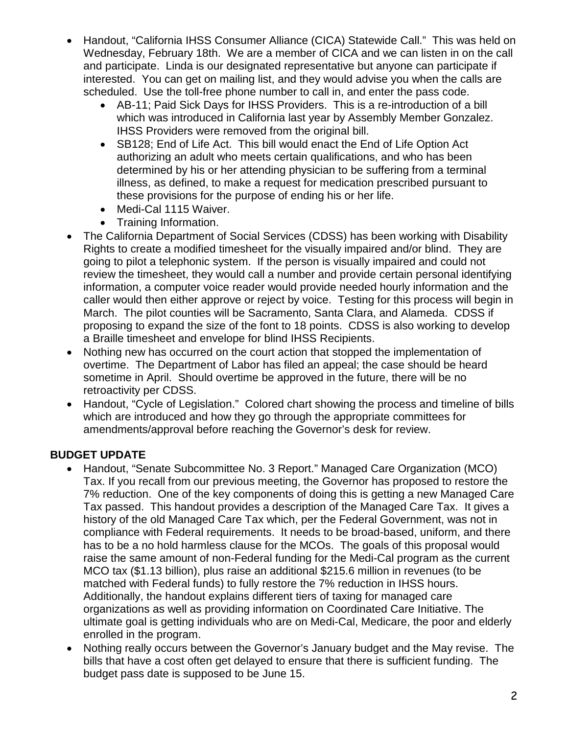- Handout, "California IHSS Consumer Alliance (CICA) Statewide Call." This was held on Wednesday, February 18th. We are a member of CICA and we can listen in on the call and participate. Linda is our designated representative but anyone can participate if interested. You can get on mailing list, and they would advise you when the calls are scheduled. Use the toll-free phone number to call in, and enter the pass code.
    - AB-11; Paid Sick Days for IHSS Providers. This is a re-introduction of a bill which was introduced in California last year by Assembly Member Gonzalez. IHSS Providers were removed from the original bill.
    - SB128; End of Life Act. This bill would enact the End of Life Option Act authorizing an adult who meets certain qualifications, and who has been determined by his or her attending physician to be suffering from a terminal illness, as defined, to make a request for medication prescribed pursuant to these provisions for the purpose of ending his or her life.
    - Medi-Cal 1115 Waiver.
    - Training Information.
- The California Department of Social Services (CDSS) has been working with Disability Rights to create a modified timesheet for the visually impaired and/or blind. They are going to pilot a telephonic system. If the person is visually impaired and could not review the timesheet, they would call a number and provide certain personal identifying information, a computer voice reader would provide needed hourly information and the caller would then either approve or reject by voice. Testing for this process will begin in March. The pilot counties will be Sacramento, Santa Clara, and Alameda. CDSS if proposing to expand the size of the font to 18 points. CDSS is also working to develop a Braille timesheet and envelope for blind IHSS Recipients.
- Nothing new has occurred on the court action that stopped the implementation of overtime. The Department of Labor has filed an appeal; the case should be heard sometime in April. Should overtime be approved in the future, there will be no retroactivity per CDSS.
- Handout, "Cycle of Legislation." Colored chart showing the process and timeline of bills which are introduced and how they go through the appropriate committees for amendments/approval before reaching the Governor's desk for review.

## BUDGET UPDATE

- Handout, "Senate Subcommittee No. 3 Report." Managed Care Organization (MCO) Tax. If you recall from our previous meeting, the Governor has proposed to restore the 7% reduction. One of the key components of doing this is getting a new Managed Care Tax passed. This handout provides a description of the Managed Care Tax. It gives a history of the old Managed Care Tax which, per the Federal Government, was not in compliance with Federal requirements. It needs to be broad-based, uniform, and there has to be a no hold harmless clause for the MCOs. The goals of this proposal would raise the same amount of non-Federal funding for the Medi-Cal program as the current MCO tax ($1.13 billion), plus raise an additional $215.6 million in revenues (to be matched with Federal funds) to fully restore the 7% reduction in IHSS hours. Additionally, the handout explains different tiers of taxing for managed care organizations as well as providing information on Coordinated Care Initiative. The ultimate goal is getting individuals who are on Medi-Cal, Medicare, the poor and elderly enrolled in the program.
- Nothing really occurs between the Governor's January budget and the May revise. The bills that have a cost often get delayed to ensure that there is sufficient funding. The budget pass date is supposed to be June 15.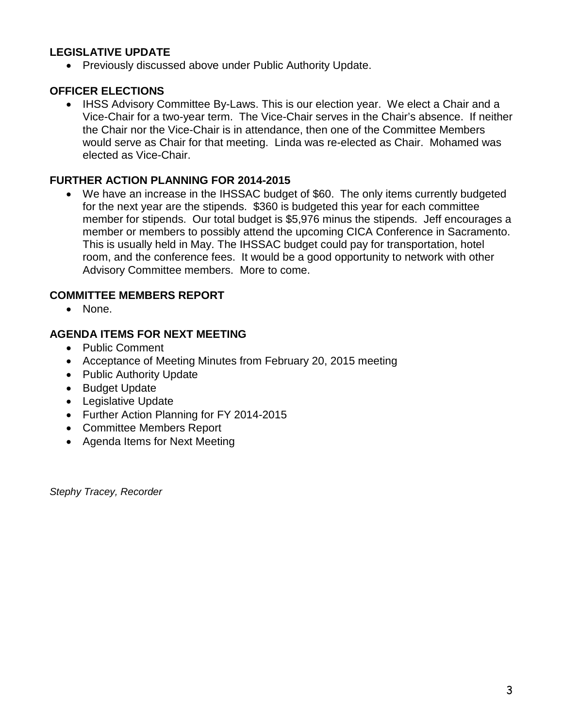**LEGISLATIVE UPDATE**

- Previously discussed above under Public Authority Update.

**OFFICER ELECTIONS**

- IHSS Advisory Committee By-Laws. This is our election year. We elect a Chair and a Vice-Chair for a two-year term. The Vice-Chair serves in the Chair's absence. If neither the Chair nor the Vice-Chair is in attendance, then one of the Committee Members would serve as Chair for that meeting. Linda was re-elected as Chair. Mohamed was elected as Vice-Chair.

**FURTHER ACTION PLANNING FOR 2014-2015**

- We have an increase in the IHSSAC budget of $60. The only items currently budgeted for the next year are the stipends. $360 is budgeted this year for each committee member for stipends. Our total budget is $5,976 minus the stipends. Jeff encourages a member or members to possibly attend the upcoming CICA Conference in Sacramento. This is usually held in May. The IHSSAC budget could pay for transportation, hotel room, and the conference fees. It would be a good opportunity to network with other Advisory Committee members. More to come.

**COMMITTEE MEMBERS REPORT**

- None.

**AGENDA ITEMS FOR NEXT MEETING**

- Public Comment
- Acceptance of Meeting Minutes from February 20, 2015 meeting
- Public Authority Update
- Budget Update
- Legislative Update
- Further Action Planning for FY 2014-2015
- Committee Members Report
- Agenda Items for Next Meeting

*Stephy Tracey, Recorder*